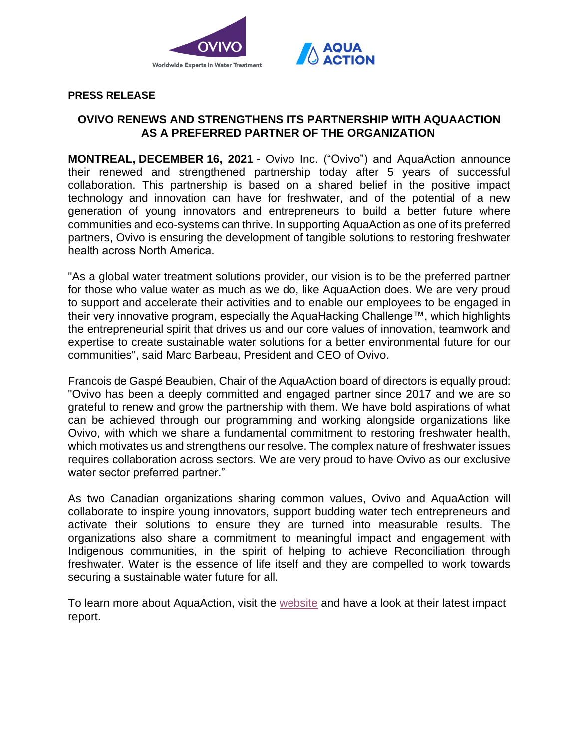**PRESS RELEASE**

## OVIVO RENEWS AND STRENGTHENS ITS PARTNERSHIP WITH AQUAACTION AS A PREFERRED PARTNER OF THE ORGANIZATION

**MONTREAL, DECEMBER 16, 2021** - Ovivo Inc. ("Ovivo") and AquaAction announce their renewed and strengthened partnership today after 5 years of successful collaboration. This partnership is based on a shared belief in the positive impact technology and innovation can have for freshwater, and of the potential of a new generation of young innovators and entrepreneurs to build a better future where communities and eco-systems can thrive. In supporting AquaAction as one of its preferred partners, Ovivo is ensuring the development of tangible solutions to restoring freshwater health across North America.

"As a global water treatment solutions provider, our vision is to be the preferred partner for those who value water as much as we do, like AquaAction does. We are very proud to support and accelerate their activities and to enable our employees to be engaged in their very innovative program, especially the AquaHacking Challenge™, which highlights the entrepreneurial spirit that drives us and our core values of innovation, teamwork and expertise to create sustainable water solutions for a better environmental future for our communities", said Marc Barbeau, President and CEO of Ovivo.

Francois de Gaspé Beaubien, Chair of the AquaAction board of directors is equally proud: "Ovivo has been a deeply committed and engaged partner since 2017 and we are so grateful to renew and grow the partnership with them. We have bold aspirations of what can be achieved through our programming and working alongside organizations like Ovivo, with which we share a fundamental commitment to restoring freshwater health, which motivates us and strengthens our resolve. The complex nature of freshwater issues requires collaboration across sectors. We are very proud to have Ovivo as our exclusive water sector preferred partner."

As two Canadian organizations sharing common values, Ovivo and AquaAction will collaborate to inspire young innovators, support budding water tech entrepreneurs and activate their solutions to ensure they are turned into measurable results. The organizations also share a commitment to meaningful impact and engagement with Indigenous communities, in the spirit of helping to achieve Reconciliation through freshwater. Water is the essence of life itself and they are compelled to work towards securing a sustainable water future for all.

To learn more about AquaAction, visit the website and have a look at their latest impact report.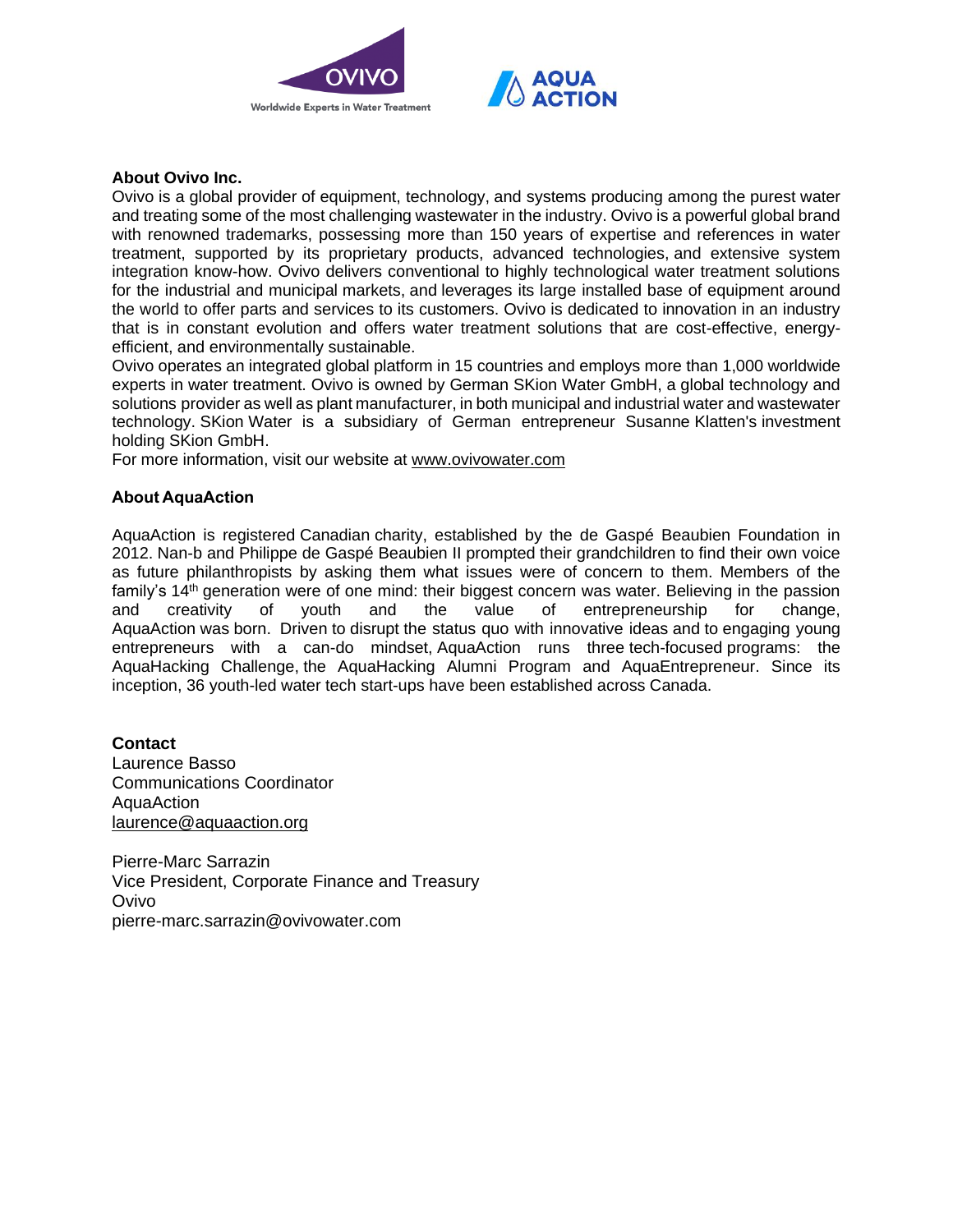**About Ovivo Inc.**

Ovivo is a global provider of equipment, technology, and systems producing among the purest water and treating some of the most challenging wastewater in the industry. Ovivo is a powerful global brand with renowned trademarks, possessing more than 150 years of expertise and references in water treatment, supported by its proprietary products, advanced technologies, and extensive system integration know-how. Ovivo delivers conventional to highly technological water treatment solutions for the industrial and municipal markets, and leverages its large installed base of equipment around the world to offer parts and services to its customers. Ovivo is dedicated to innovation in an industry that is in constant evolution and offers water treatment solutions that are cost-effective, energy-efficient, and environmentally sustainable.

Ovivo operates an integrated global platform in 15 countries and employs more than 1,000 worldwide experts in water treatment. Ovivo is owned by German SKion Water GmbH, a global technology and solutions provider as well as plant manufacturer, in both municipal and industrial water and wastewater technology. SKion Water is a subsidiary of German entrepreneur Susanne Klatten's investment holding SKion GmbH.

For more information, visit our website at www.ovivowater.com

**About AquaAction**

AquaAction is registered Canadian charity, established by the de Gaspé Beaubien Foundation in 2012. Nan-b and Philippe de Gaspé Beaubien II prompted their grandchildren to find their own voice as future philanthropists by asking them what issues were of concern to them. Members of the family's 14th generation were of one mind: their biggest concern was water. Believing in the passion and creativity of youth and the value of entrepreneurship for change, AquaAction was born. Driven to disrupt the status quo with innovative ideas and to engaging young entrepreneurs with a can-do mindset, AquaAction runs three tech-focused programs: the AquaHacking Challenge, the AquaHacking Alumni Program and AquaEntrepreneur. Since its inception, 36 youth-led water tech start-ups have been established across Canada.

**Contact**

Laurence Basso
Communications Coordinator
AquaAction
laurence@aquaaction.org

Pierre-Marc Sarrazin
Vice President, Corporate Finance and Treasury
Ovivo
pierre-marc.sarrazin@ovivowater.com